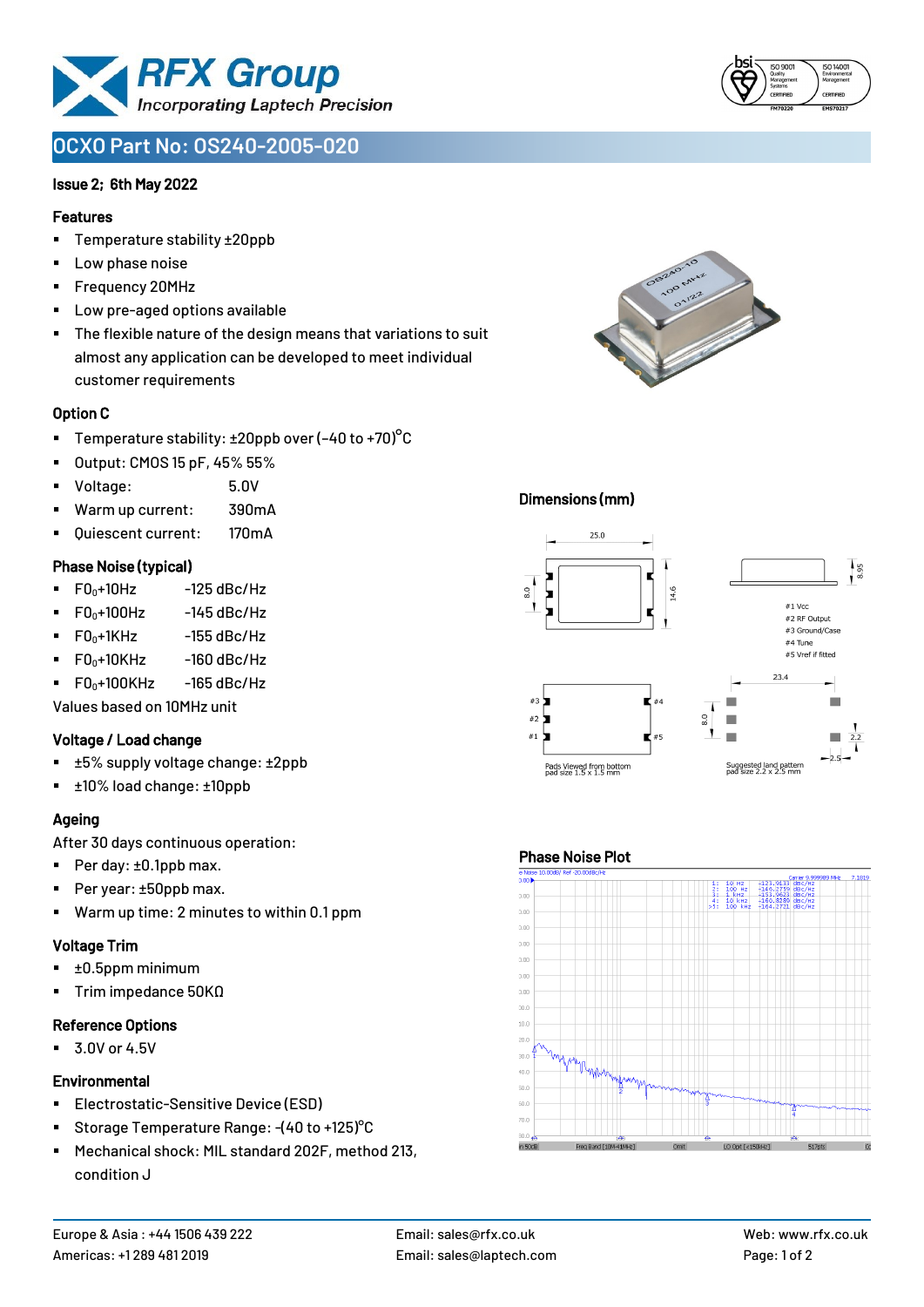# OCXO Part No: OS240-2005-020

**Issue 2; 6th May 2022**

## Features

- Temperature stability ±20ppb
- Low phase noise
- Frequency 20MHz
- Low pre-aged options available
- The flexible nature of the design means that variations to suit almost any application can be developed to meet individual customer requirements

## Option C

- Temperature stability: ±20ppb over (-40 to +70)°C
- Output: CMOS 15 pF, 45% 55%
- Voltage: 5.0V
- Warm up current: 390mA
- Quiescent current: 170mA

## Phase Noise (typical)

- $F0_0$+10Hz -125 dBc/Hz
- $F0_0$+100Hz -145 dBc/Hz
- $F0_0$+1KHz -155 dBc/Hz
- $F0_0$+10KHz -160 dBc/Hz
- $F0_0$+100KHz -165 dBc/Hz

Values based on 10MHz unit

## Voltage / Load change

- ±5% supply voltage change: ±2ppb
- ±10% load change: ±10ppb

## Ageing

After 30 days continuous operation:

- Per day: ±0.1ppb max.
- Per year: ±50ppb max.
- Warm up time: 2 minutes to within 0.1 ppm

## Voltage Trim

- ±0.5ppm minimum
- Trim impedance 50KΩ

## Reference Options

- 3.0V or 4.5V

## Environmental

- Electrostatic-Sensitive Device (ESD)
- Storage Temperature Range: -(40 to +125)°C
- Mechanical shock: MIL standard 202F, method 213, condition J

## Dimensions (mm)

25.0, 14.6, 8.0, 8.95

#1 Vcc
#2 RF Output
#3 Ground/Case
#4 Tune
#5 Vref if fitted

Pads Viewed from bottom
pad size 1.5 x 1.5 mm

23.4, 8.0, 2.2, 2.5

Suggested land pattern
pad size 2.2 x 2.5 mm

## Phase Noise Plot

Carrier 9.999989 MHz

| | Offset | dBc/Hz |
|---|---|---|
| 1: | 10 Hz | -123.9133 |
| 2: | 100 Hz | -140.2759 |
| 3: | 1 kHz | -153.9623 |
| 4: | 10 kHz | -160.8280 |
| >5: | 100 kHz | -164.2721 |

Europe & Asia : +44 1506 439 222
Americas: +1 289 481 2019
Email: sales@rfx.co.uk
Email: sales@laptech.com
Web: www.rfx.co.uk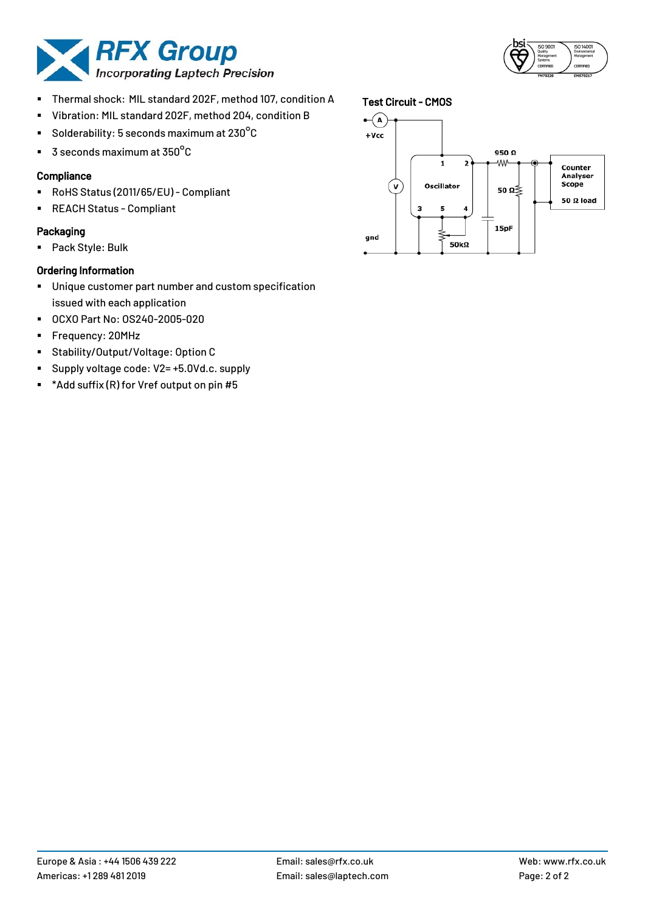- Thermal shock: MIL standard 202F, method 107, condition A
- Vibration: MIL standard 202F, method 204, condition B
- Solderability: 5 seconds maximum at 230°C
- 3 seconds maximum at 350°C

## Compliance

- RoHS Status (2011/65/EU) - Compliant
- REACH Status - Compliant

## Packaging

- Pack Style: Bulk

## Ordering Information

- Unique customer part number and custom specification issued with each application
- OCXO Part No: OS240-2005-020
- Frequency: 20MHz
- Stability/Output/Voltage: Option C
- Supply voltage code: V2= +5.0Vd.c. supply
- *Add suffix (R) for Vref output on pin #5

## Test Circuit - CMOS

A
+Vcc
V
Oscillator
1 2
3 5 4
gnd
50kΩ
950 Ω
50 Ω
15pF
Counter Analyser Scope
50 Ω load